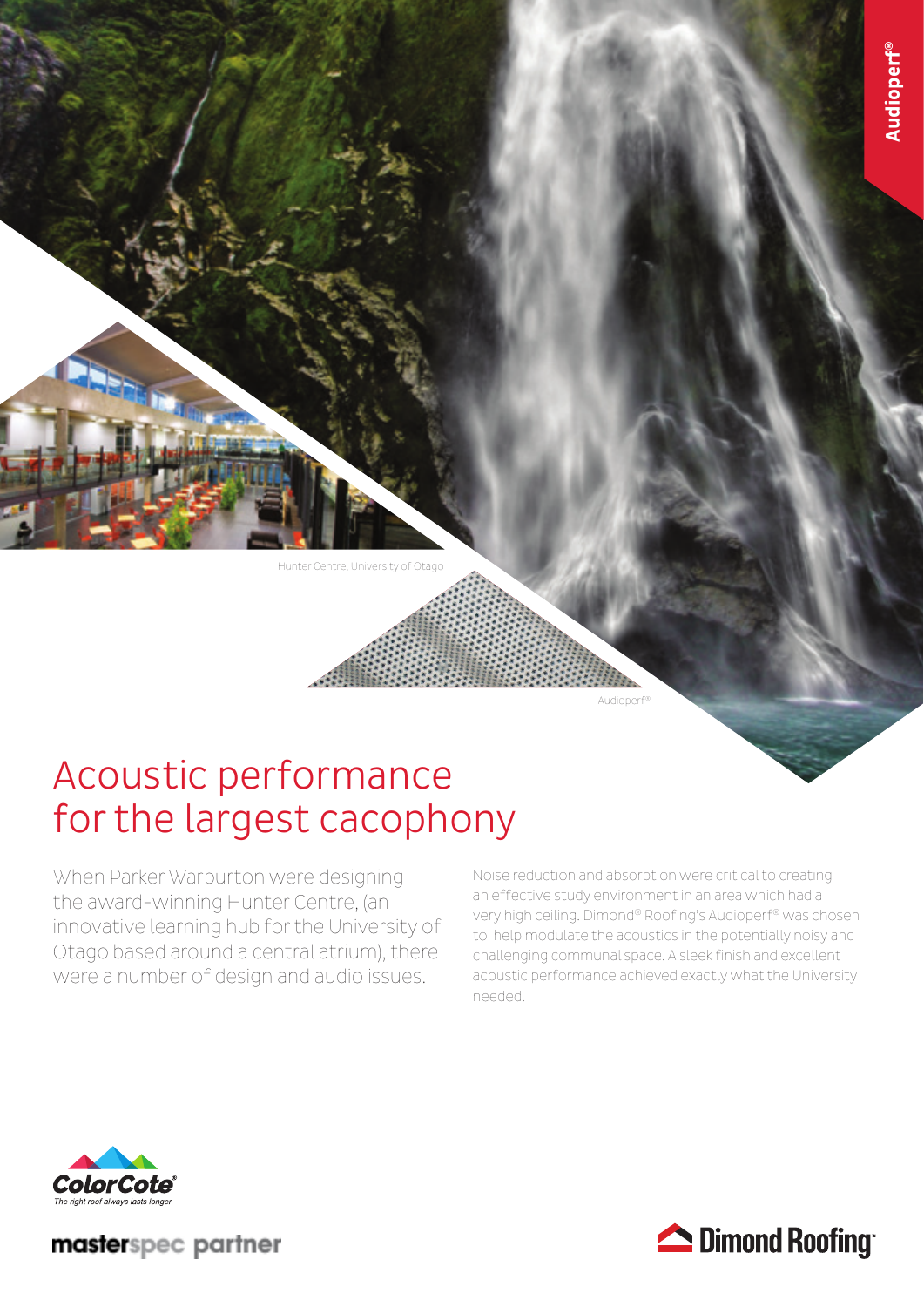Audioperf®

Hunter Centre, University of Otago

Audioperf®

# Acoustic performance for the largest cacophony

When Parker Warburton were designing the award-winning Hunter Centre, (an innovative learning hub for the University of Otago based around a central atrium), there were a number of design and audio issues.

Noise reduction and absorption were critical to creating an effective study environment in an area which had a very high ceiling. Dimond® Roofing's Audioperf® was chosen to help modulate the acoustics in the potentially noisy and challenging communal space. A sleek finish and excellent acoustic performance achieved exactly what the University needed.

ColorCote® The right roof always lasts longer

masterspec partner

Dimond Roofing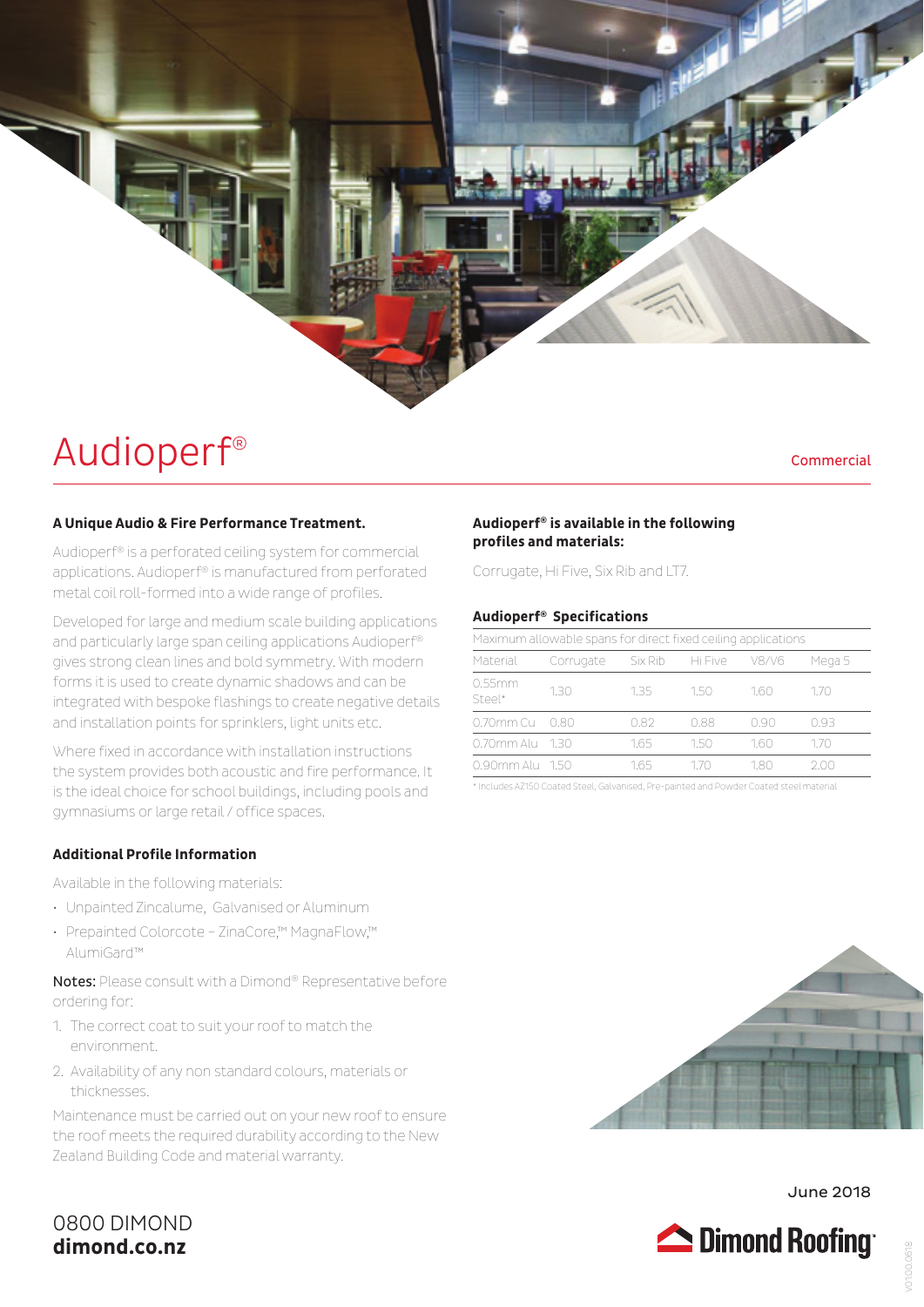# Audioperf®

Commercial

### A Unique Audio & Fire Performance Treatment.

Audioperf® is a perforated ceiling system for commercial applications. Audioperf® is manufactured from perforated metal coil roll-formed into a wide range of profiles.

Developed for large and medium scale building applications and particularly large span ceiling applications Audioperf® gives strong clean lines and bold symmetry. With modern forms it is used to create dynamic shadows and can be integrated with bespoke flashings to create negative details and installation points for sprinklers, light units etc.

Where fixed in accordance with installation instructions the system provides both acoustic and fire performance. It is the ideal choice for school buildings, including pools and gymnasiums or large retail / office spaces.

### Additional Profile Information

Available in the following materials:

- Unpainted Zincalume, Galvanised or Aluminum
- Prepainted Colorcote – ZinaCore,™ MagnaFlow,™ AlumiGard™

**Notes:** Please consult with a Dimond® Representative before ordering for:

1. The correct coat to suit your roof to match the environment.
2. Availability of any non standard colours, materials or thicknesses.

Maintenance must be carried out on your new roof to ensure the roof meets the required durability according to the New Zealand Building Code and material warranty.

### Audioperf® is available in the following profiles and materials:

Corrugate, Hi Five, Six Rib and LT7.

### Audioperf® Specifications

Maximum allowable spans for direct fixed ceiling applications

| Material | Corrugate | Six Rib | Hi Five | V8/V6 | Mega S |
|---|---|---|---|---|---|
| 0.55mm Steel* | 1.30 | 1.35 | 1.50 | 1.60 | 1.70 |
| 0.70mm Cu | 0.80 | 0.82 | 0.88 | 0.90 | 0.93 |
| 0.70mm Alu | 1.30 | 1.65 | 1.50 | 1.60 | 1.70 |
| 0.90mm Alu | 1.50 | 1.65 | 1.70 | 1.80 | 2.00 |

* Includes AZ150 Coated Steel, Galvanised, Pre-painted and Powder Coated steel material

June 2018

0800 DIMOND
**dimond.co.nz**

Dimond Roofing

V0100.0618